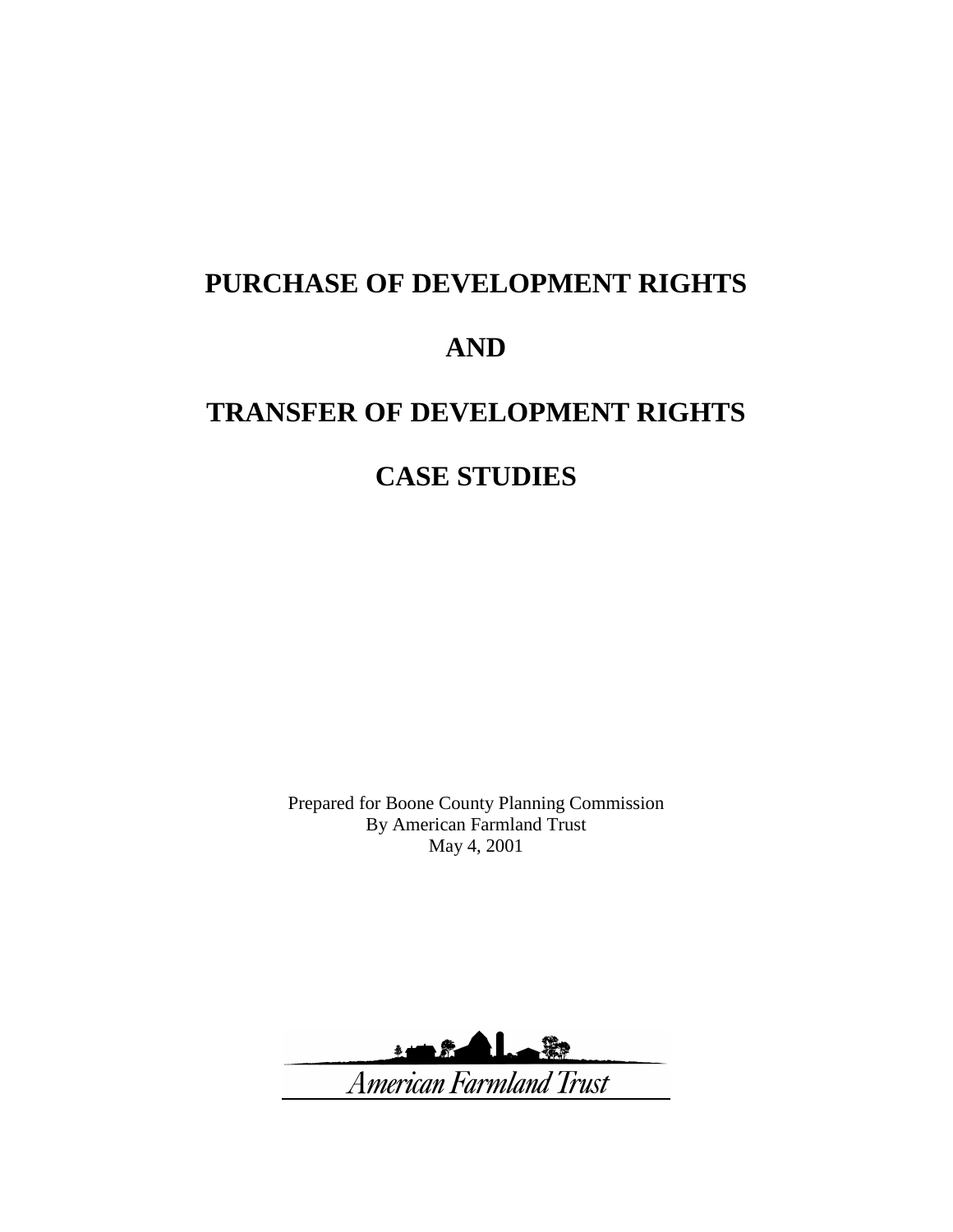# PURCHASE OF DEVELOPMENT RIGHTS

# AND

# TRANSFER OF DEVELOPMENT RIGHTS

# CASE STUDIES

Prepared for Boone County Planning Commission
By American Farmland Trust
May 4, 2001

American Farmland Trust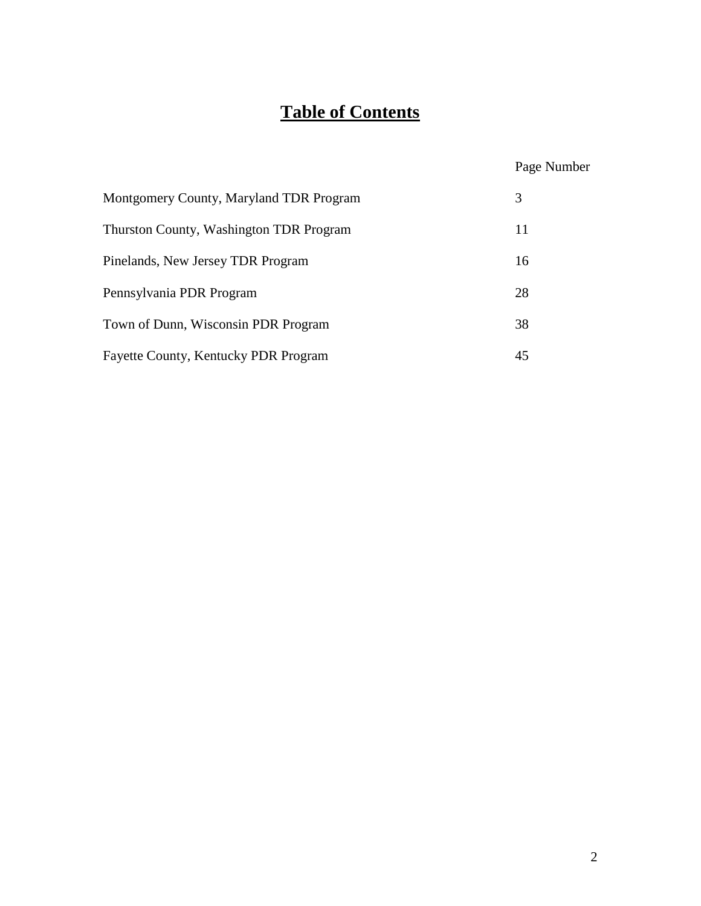# Table of Contents

| | Page Number |
|---|---|
| Montgomery County, Maryland TDR Program | 3 |
| Thurston County, Washington TDR Program | 11 |
| Pinelands, New Jersey TDR Program | 16 |
| Pennsylvania PDR Program | 28 |
| Town of Dunn, Wisconsin PDR Program | 38 |
| Fayette County, Kentucky PDR Program | 45 |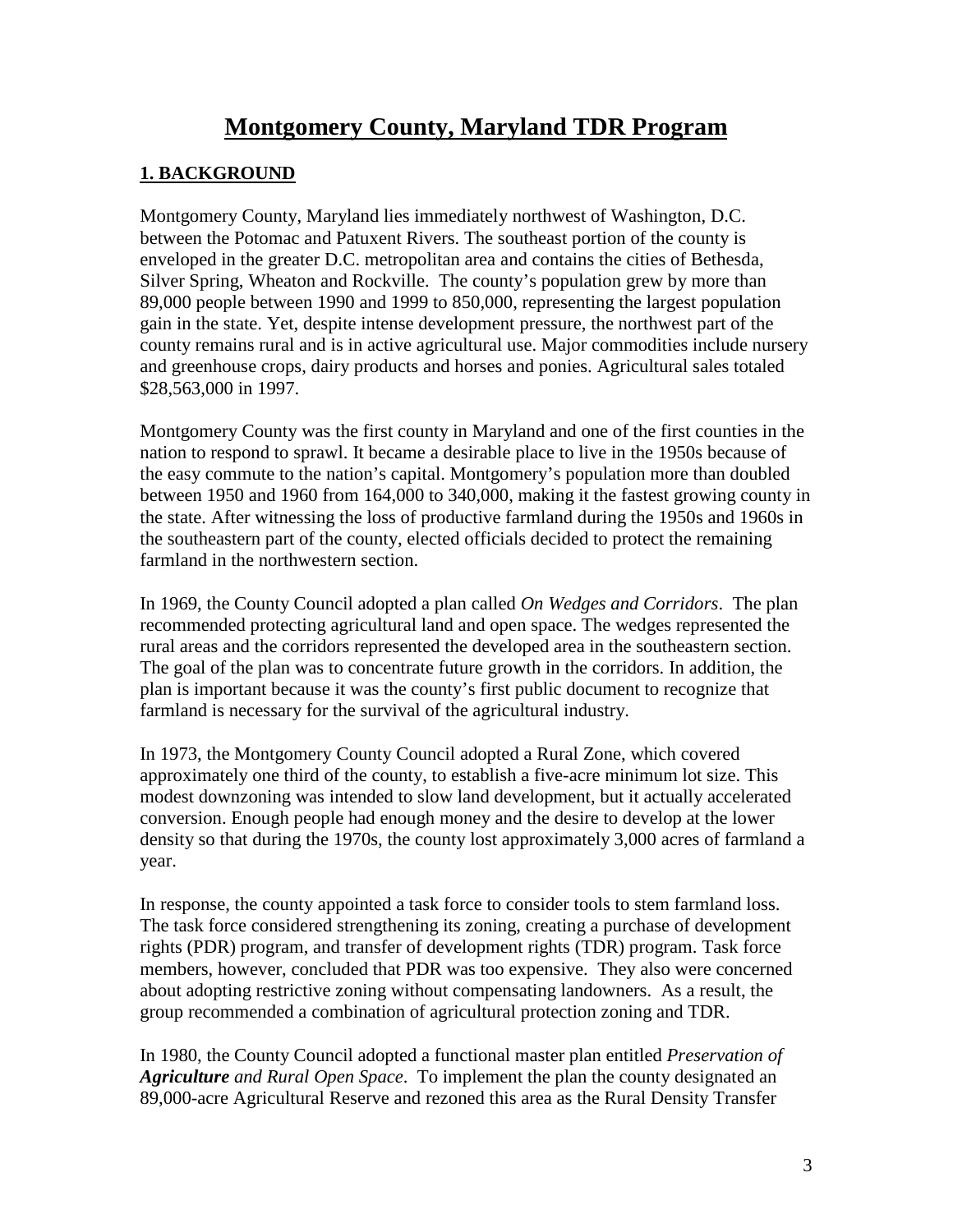# Montgomery County, Maryland TDR Program

## 1. BACKGROUND

Montgomery County, Maryland lies immediately northwest of Washington, D.C. between the Potomac and Patuxent Rivers. The southeast portion of the county is enveloped in the greater D.C. metropolitan area and contains the cities of Bethesda, Silver Spring, Wheaton and Rockville. The county's population grew by more than 89,000 people between 1990 and 1999 to 850,000, representing the largest population gain in the state. Yet, despite intense development pressure, the northwest part of the county remains rural and is in active agricultural use. Major commodities include nursery and greenhouse crops, dairy products and horses and ponies. Agricultural sales totaled $28,563,000 in 1997.

Montgomery County was the first county in Maryland and one of the first counties in the nation to respond to sprawl. It became a desirable place to live in the 1950s because of the easy commute to the nation's capital. Montgomery's population more than doubled between 1950 and 1960 from 164,000 to 340,000, making it the fastest growing county in the state. After witnessing the loss of productive farmland during the 1950s and 1960s in the southeastern part of the county, elected officials decided to protect the remaining farmland in the northwestern section.

In 1969, the County Council adopted a plan called *On Wedges and Corridors*. The plan recommended protecting agricultural land and open space. The wedges represented the rural areas and the corridors represented the developed area in the southeastern section. The goal of the plan was to concentrate future growth in the corridors. In addition, the plan is important because it was the county's first public document to recognize that farmland is necessary for the survival of the agricultural industry.

In 1973, the Montgomery County Council adopted a Rural Zone, which covered approximately one third of the county, to establish a five-acre minimum lot size. This modest downzoning was intended to slow land development, but it actually accelerated conversion. Enough people had enough money and the desire to develop at the lower density so that during the 1970s, the county lost approximately 3,000 acres of farmland a year.

In response, the county appointed a task force to consider tools to stem farmland loss. The task force considered strengthening its zoning, creating a purchase of development rights (PDR) program, and transfer of development rights (TDR) program. Task force members, however, concluded that PDR was too expensive. They also were concerned about adopting restrictive zoning without compensating landowners. As a result, the group recommended a combination of agricultural protection zoning and TDR.

In 1980, the County Council adopted a functional master plan entitled *Preservation of **Agriculture** and Rural Open Space*. To implement the plan the county designated an 89,000-acre Agricultural Reserve and rezoned this area as the Rural Density Transfer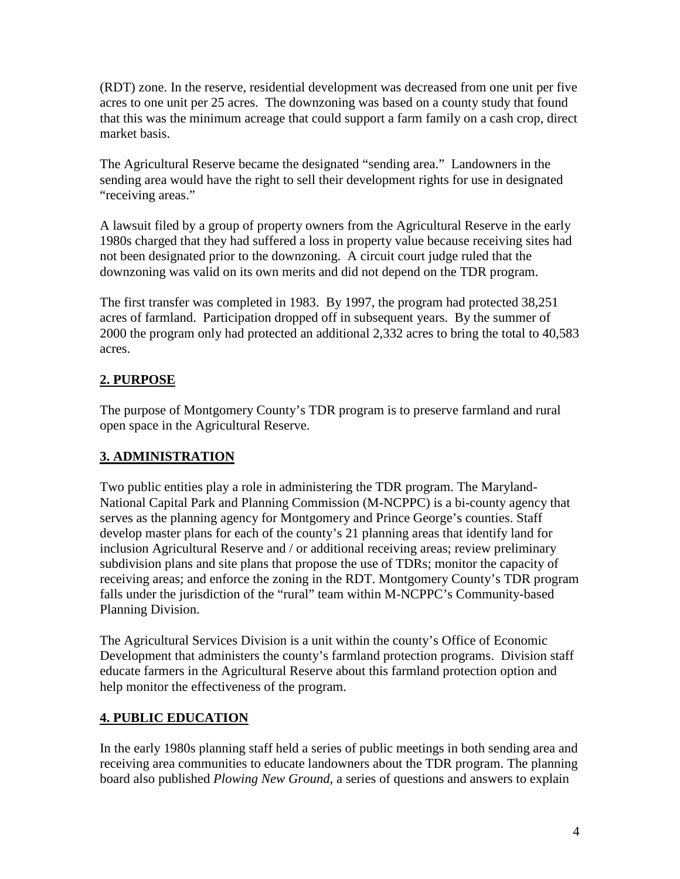(RDT) zone. In the reserve, residential development was decreased from one unit per five acres to one unit per 25 acres. The downzoning was based on a county study that found that this was the minimum acreage that could support a farm family on a cash crop, direct market basis.

The Agricultural Reserve became the designated "sending area." Landowners in the sending area would have the right to sell their development rights for use in designated "receiving areas."

A lawsuit filed by a group of property owners from the Agricultural Reserve in the early 1980s charged that they had suffered a loss in property value because receiving sites had not been designated prior to the downzoning. A circuit court judge ruled that the downzoning was valid on its own merits and did not depend on the TDR program.

The first transfer was completed in 1983. By 1997, the program had protected 38,251 acres of farmland. Participation dropped off in subsequent years. By the summer of 2000 the program only had protected an additional 2,332 acres to bring the total to 40,583 acres.

## **2. PURPOSE**

The purpose of Montgomery County's TDR program is to preserve farmland and rural open space in the Agricultural Reserve.

## **3. ADMINISTRATION**

Two public entities play a role in administering the TDR program. The Maryland-National Capital Park and Planning Commission (M-NCPPC) is a bi-county agency that serves as the planning agency for Montgomery and Prince George's counties. Staff develop master plans for each of the county's 21 planning areas that identify land for inclusion Agricultural Reserve and / or additional receiving areas; review preliminary subdivision plans and site plans that propose the use of TDRs; monitor the capacity of receiving areas; and enforce the zoning in the RDT. Montgomery County's TDR program falls under the jurisdiction of the "rural" team within M-NCPPC's Community-based Planning Division.

The Agricultural Services Division is a unit within the county's Office of Economic Development that administers the county's farmland protection programs. Division staff educate farmers in the Agricultural Reserve about this farmland protection option and help monitor the effectiveness of the program.

## **4. PUBLIC EDUCATION**

In the early 1980s planning staff held a series of public meetings in both sending area and receiving area communities to educate landowners about the TDR program. The planning board also published *Plowing New Ground*, a series of questions and answers to explain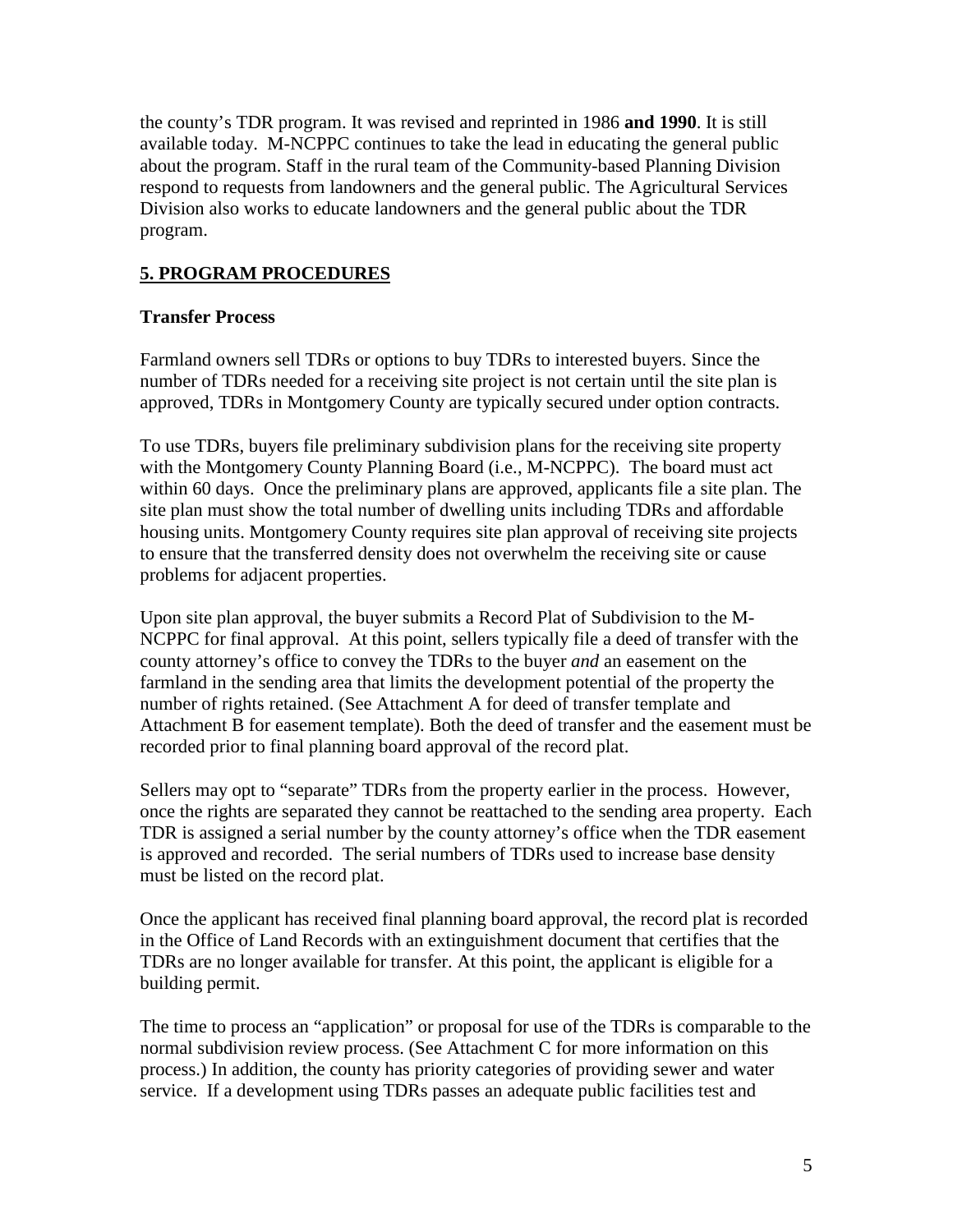the county's TDR program. It was revised and reprinted in 1986 **and 1990**. It is still available today. M-NCPPC continues to take the lead in educating the general public about the program. Staff in the rural team of the Community-based Planning Division respond to requests from landowners and the general public. The Agricultural Services Division also works to educate landowners and the general public about the TDR program.

## 5. PROGRAM PROCEDURES

### Transfer Process

Farmland owners sell TDRs or options to buy TDRs to interested buyers. Since the number of TDRs needed for a receiving site project is not certain until the site plan is approved, TDRs in Montgomery County are typically secured under option contracts.

To use TDRs, buyers file preliminary subdivision plans for the receiving site property with the Montgomery County Planning Board (i.e., M-NCPPC). The board must act within 60 days. Once the preliminary plans are approved, applicants file a site plan. The site plan must show the total number of dwelling units including TDRs and affordable housing units. Montgomery County requires site plan approval of receiving site projects to ensure that the transferred density does not overwhelm the receiving site or cause problems for adjacent properties.

Upon site plan approval, the buyer submits a Record Plat of Subdivision to the M-NCPPC for final approval. At this point, sellers typically file a deed of transfer with the county attorney's office to convey the TDRs to the buyer *and* an easement on the farmland in the sending area that limits the development potential of the property the number of rights retained. (See Attachment A for deed of transfer template and Attachment B for easement template). Both the deed of transfer and the easement must be recorded prior to final planning board approval of the record plat.

Sellers may opt to "separate" TDRs from the property earlier in the process. However, once the rights are separated they cannot be reattached to the sending area property. Each TDR is assigned a serial number by the county attorney's office when the TDR easement is approved and recorded. The serial numbers of TDRs used to increase base density must be listed on the record plat.

Once the applicant has received final planning board approval, the record plat is recorded in the Office of Land Records with an extinguishment document that certifies that the TDRs are no longer available for transfer. At this point, the applicant is eligible for a building permit.

The time to process an "application" or proposal for use of the TDRs is comparable to the normal subdivision review process. (See Attachment C for more information on this process.) In addition, the county has priority categories of providing sewer and water service. If a development using TDRs passes an adequate public facilities test and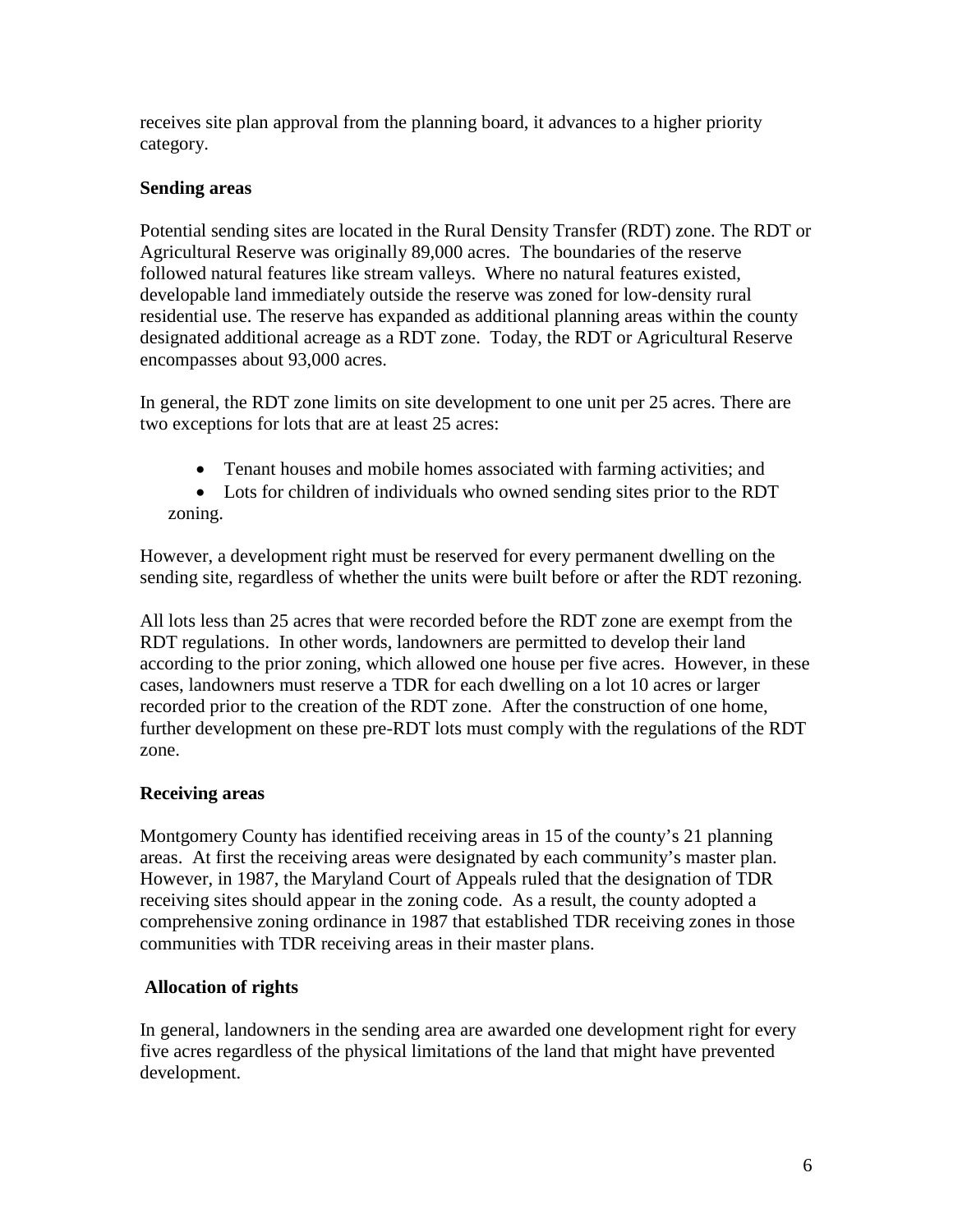receives site plan approval from the planning board, it advances to a higher priority category.

**Sending areas**

Potential sending sites are located in the Rural Density Transfer (RDT) zone. The RDT or Agricultural Reserve was originally 89,000 acres. The boundaries of the reserve followed natural features like stream valleys. Where no natural features existed, developable land immediately outside the reserve was zoned for low-density rural residential use. The reserve has expanded as additional planning areas within the county designated additional acreage as a RDT zone. Today, the RDT or Agricultural Reserve encompasses about 93,000 acres.

In general, the RDT zone limits on site development to one unit per 25 acres. There are two exceptions for lots that are at least 25 acres:

- Tenant houses and mobile homes associated with farming activities; and
- Lots for children of individuals who owned sending sites prior to the RDT zoning.

However, a development right must be reserved for every permanent dwelling on the sending site, regardless of whether the units were built before or after the RDT rezoning.

All lots less than 25 acres that were recorded before the RDT zone are exempt from the RDT regulations. In other words, landowners are permitted to develop their land according to the prior zoning, which allowed one house per five acres. However, in these cases, landowners must reserve a TDR for each dwelling on a lot 10 acres or larger recorded prior to the creation of the RDT zone. After the construction of one home, further development on these pre-RDT lots must comply with the regulations of the RDT zone.

**Receiving areas**

Montgomery County has identified receiving areas in 15 of the county's 21 planning areas. At first the receiving areas were designated by each community's master plan. However, in 1987, the Maryland Court of Appeals ruled that the designation of TDR receiving sites should appear in the zoning code. As a result, the county adopted a comprehensive zoning ordinance in 1987 that established TDR receiving zones in those communities with TDR receiving areas in their master plans.

**Allocation of rights**

In general, landowners in the sending area are awarded one development right for every five acres regardless of the physical limitations of the land that might have prevented development.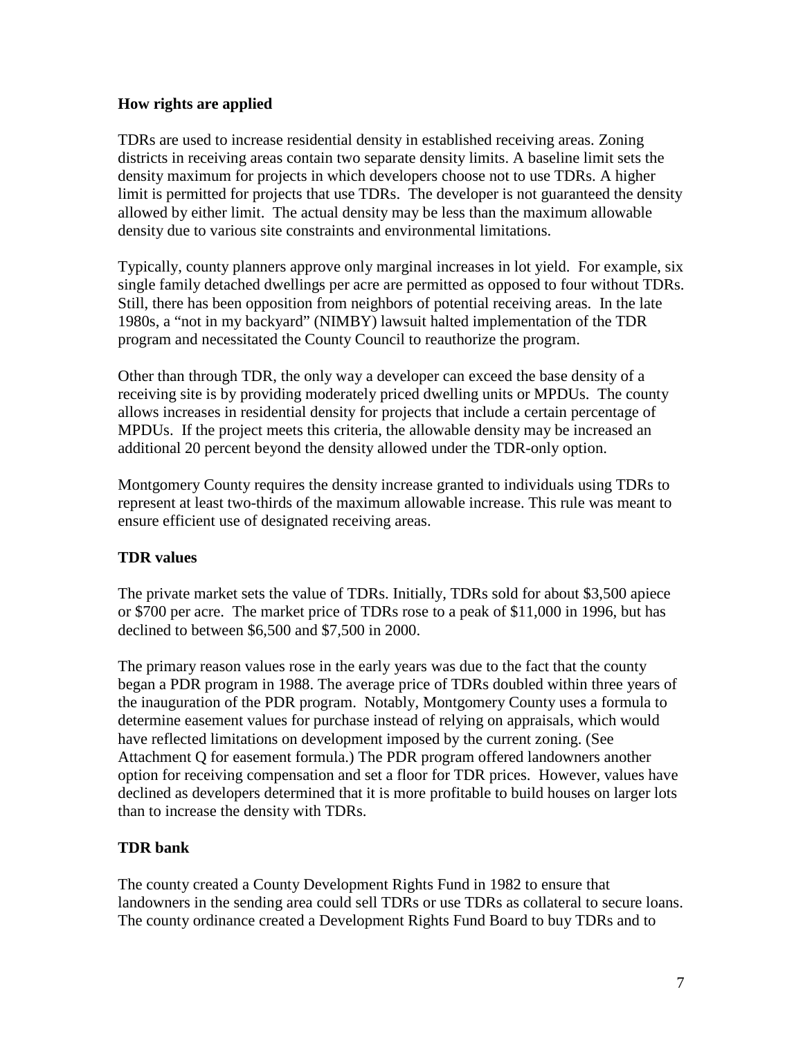**How rights are applied**

TDRs are used to increase residential density in established receiving areas. Zoning districts in receiving areas contain two separate density limits. A baseline limit sets the density maximum for projects in which developers choose not to use TDRs. A higher limit is permitted for projects that use TDRs. The developer is not guaranteed the density allowed by either limit. The actual density may be less than the maximum allowable density due to various site constraints and environmental limitations.

Typically, county planners approve only marginal increases in lot yield. For example, six single family detached dwellings per acre are permitted as opposed to four without TDRs. Still, there has been opposition from neighbors of potential receiving areas. In the late 1980s, a "not in my backyard" (NIMBY) lawsuit halted implementation of the TDR program and necessitated the County Council to reauthorize the program.

Other than through TDR, the only way a developer can exceed the base density of a receiving site is by providing moderately priced dwelling units or MPDUs. The county allows increases in residential density for projects that include a certain percentage of MPDUs. If the project meets this criteria, the allowable density may be increased an additional 20 percent beyond the density allowed under the TDR-only option.

Montgomery County requires the density increase granted to individuals using TDRs to represent at least two-thirds of the maximum allowable increase. This rule was meant to ensure efficient use of designated receiving areas.

**TDR values**

The private market sets the value of TDRs. Initially, TDRs sold for about $3,500 apiece or $700 per acre. The market price of TDRs rose to a peak of $11,000 in 1996, but has declined to between $6,500 and $7,500 in 2000.

The primary reason values rose in the early years was due to the fact that the county began a PDR program in 1988. The average price of TDRs doubled within three years of the inauguration of the PDR program. Notably, Montgomery County uses a formula to determine easement values for purchase instead of relying on appraisals, which would have reflected limitations on development imposed by the current zoning. (See Attachment Q for easement formula.) The PDR program offered landowners another option for receiving compensation and set a floor for TDR prices. However, values have declined as developers determined that it is more profitable to build houses on larger lots than to increase the density with TDRs.

**TDR bank**

The county created a County Development Rights Fund in 1982 to ensure that landowners in the sending area could sell TDRs or use TDRs as collateral to secure loans. The county ordinance created a Development Rights Fund Board to buy TDRs and to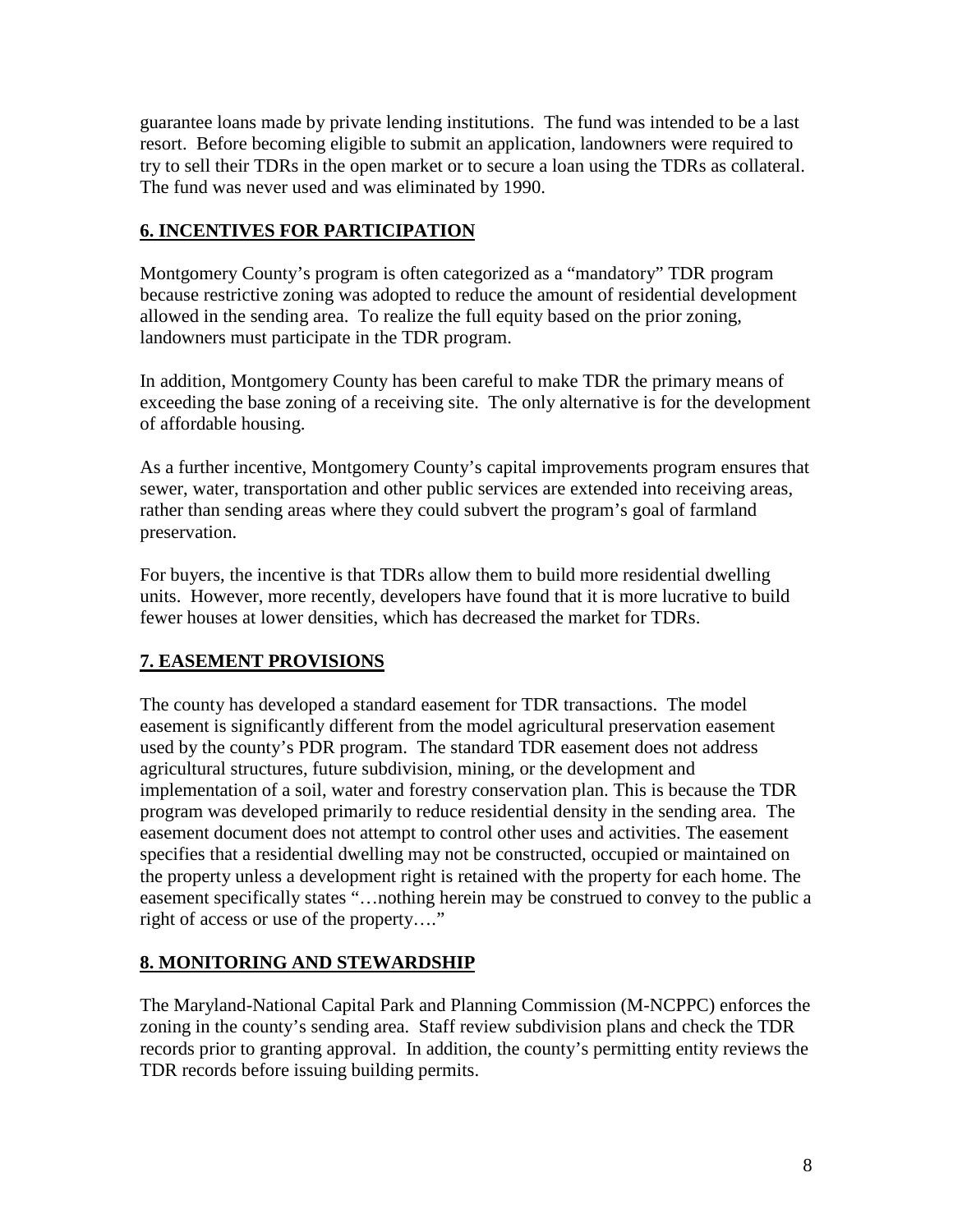guarantee loans made by private lending institutions. The fund was intended to be a last resort. Before becoming eligible to submit an application, landowners were required to try to sell their TDRs in the open market or to secure a loan using the TDRs as collateral. The fund was never used and was eliminated by 1990.

## 6. INCENTIVES FOR PARTICIPATION

Montgomery County's program is often categorized as a "mandatory" TDR program because restrictive zoning was adopted to reduce the amount of residential development allowed in the sending area. To realize the full equity based on the prior zoning, landowners must participate in the TDR program.

In addition, Montgomery County has been careful to make TDR the primary means of exceeding the base zoning of a receiving site. The only alternative is for the development of affordable housing.

As a further incentive, Montgomery County's capital improvements program ensures that sewer, water, transportation and other public services are extended into receiving areas, rather than sending areas where they could subvert the program's goal of farmland preservation.

For buyers, the incentive is that TDRs allow them to build more residential dwelling units. However, more recently, developers have found that it is more lucrative to build fewer houses at lower densities, which has decreased the market for TDRs.

## 7. EASEMENT PROVISIONS

The county has developed a standard easement for TDR transactions. The model easement is significantly different from the model agricultural preservation easement used by the county's PDR program. The standard TDR easement does not address agricultural structures, future subdivision, mining, or the development and implementation of a soil, water and forestry conservation plan. This is because the TDR program was developed primarily to reduce residential density in the sending area. The easement document does not attempt to control other uses and activities. The easement specifies that a residential dwelling may not be constructed, occupied or maintained on the property unless a development right is retained with the property for each home. The easement specifically states "…nothing herein may be construed to convey to the public a right of access or use of the property…."

## 8. MONITORING AND STEWARDSHIP

The Maryland-National Capital Park and Planning Commission (M-NCPPC) enforces the zoning in the county's sending area. Staff review subdivision plans and check the TDR records prior to granting approval. In addition, the county's permitting entity reviews the TDR records before issuing building permits.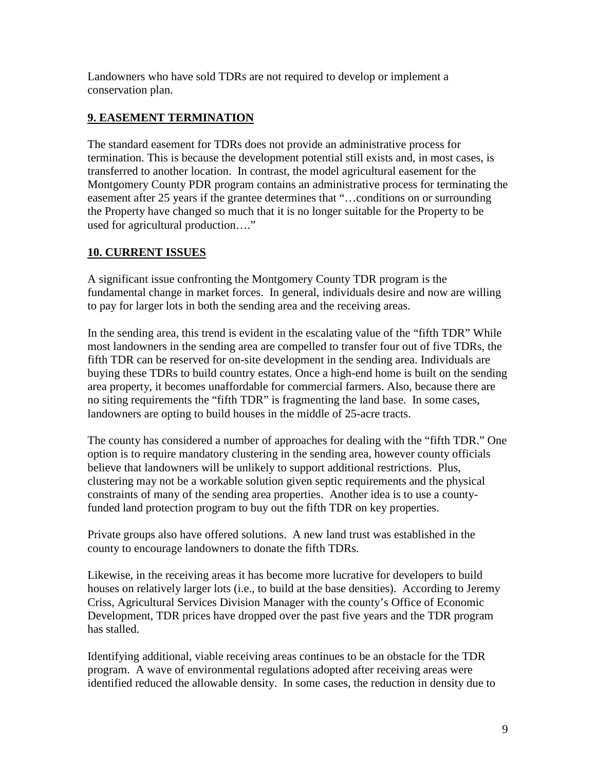Landowners who have sold TDRs are not required to develop or implement a conservation plan.

## 9. EASEMENT TERMINATION

The standard easement for TDRs does not provide an administrative process for termination. This is because the development potential still exists and, in most cases, is transferred to another location. In contrast, the model agricultural easement for the Montgomery County PDR program contains an administrative process for terminating the easement after 25 years if the grantee determines that "…conditions on or surrounding the Property have changed so much that it is no longer suitable for the Property to be used for agricultural production…."

## 10. CURRENT ISSUES

A significant issue confronting the Montgomery County TDR program is the fundamental change in market forces. In general, individuals desire and now are willing to pay for larger lots in both the sending area and the receiving areas.

In the sending area, this trend is evident in the escalating value of the "fifth TDR" While most landowners in the sending area are compelled to transfer four out of five TDRs, the fifth TDR can be reserved for on-site development in the sending area. Individuals are buying these TDRs to build country estates. Once a high-end home is built on the sending area property, it becomes unaffordable for commercial farmers. Also, because there are no siting requirements the "fifth TDR" is fragmenting the land base. In some cases, landowners are opting to build houses in the middle of 25-acre tracts.

The county has considered a number of approaches for dealing with the "fifth TDR." One option is to require mandatory clustering in the sending area, however county officials believe that landowners will be unlikely to support additional restrictions. Plus, clustering may not be a workable solution given septic requirements and the physical constraints of many of the sending area properties. Another idea is to use a county-funded land protection program to buy out the fifth TDR on key properties.

Private groups also have offered solutions. A new land trust was established in the county to encourage landowners to donate the fifth TDRs.

Likewise, in the receiving areas it has become more lucrative for developers to build houses on relatively larger lots (i.e., to build at the base densities). According to Jeremy Criss, Agricultural Services Division Manager with the county's Office of Economic Development, TDR prices have dropped over the past five years and the TDR program has stalled.

Identifying additional, viable receiving areas continues to be an obstacle for the TDR program. A wave of environmental regulations adopted after receiving areas were identified reduced the allowable density. In some cases, the reduction in density due to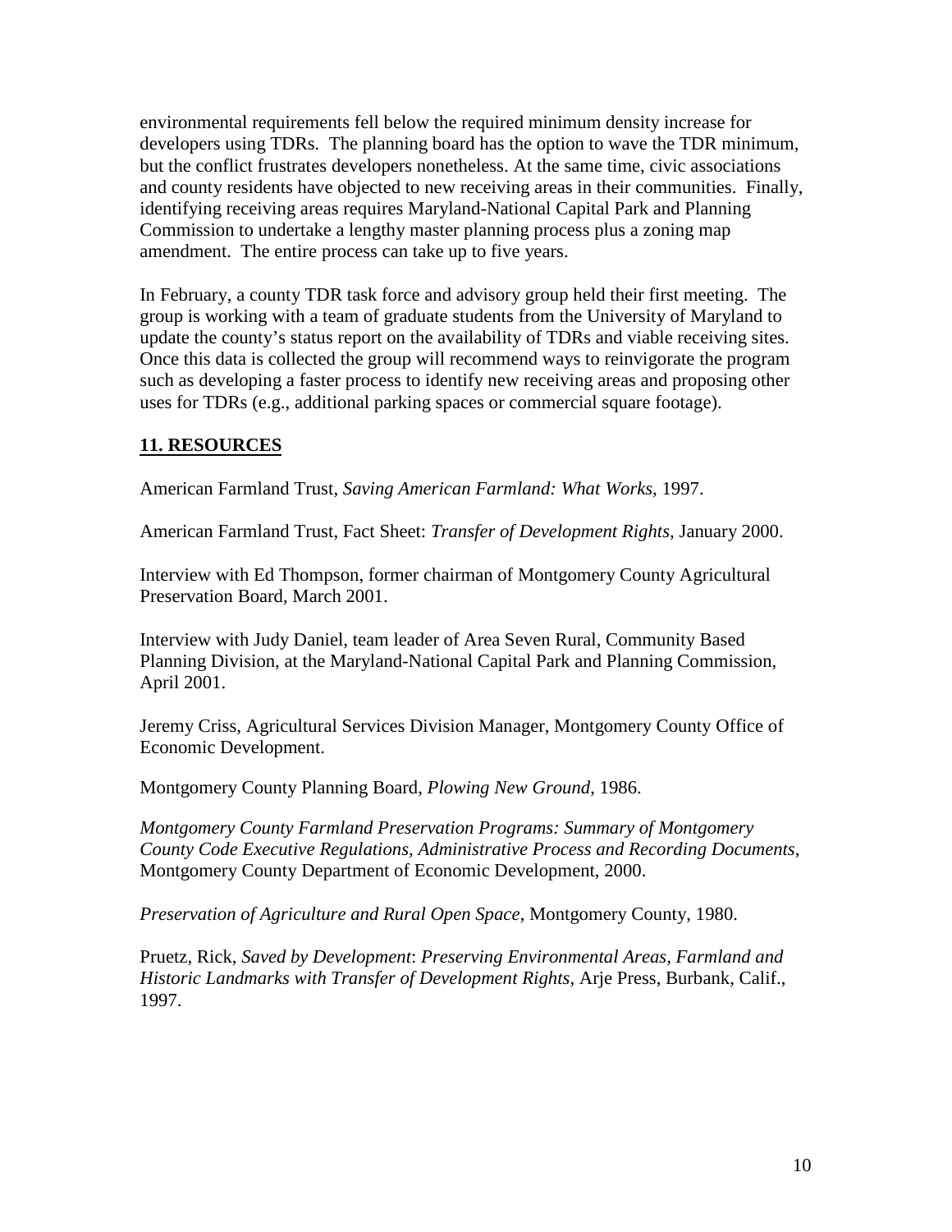environmental requirements fell below the required minimum density increase for developers using TDRs. The planning board has the option to wave the TDR minimum, but the conflict frustrates developers nonetheless. At the same time, civic associations and county residents have objected to new receiving areas in their communities. Finally, identifying receiving areas requires Maryland-National Capital Park and Planning Commission to undertake a lengthy master planning process plus a zoning map amendment. The entire process can take up to five years.

In February, a county TDR task force and advisory group held their first meeting. The group is working with a team of graduate students from the University of Maryland to update the county's status report on the availability of TDRs and viable receiving sites. Once this data is collected the group will recommend ways to reinvigorate the program such as developing a faster process to identify new receiving areas and proposing other uses for TDRs (e.g., additional parking spaces or commercial square footage).

## **11. RESOURCES**

American Farmland Trust, *Saving American Farmland: What Works*, 1997.

American Farmland Trust, Fact Sheet: *Transfer of Development Rights*, January 2000.

Interview with Ed Thompson, former chairman of Montgomery County Agricultural Preservation Board, March 2001.

Interview with Judy Daniel, team leader of Area Seven Rural, Community Based Planning Division, at the Maryland-National Capital Park and Planning Commission, April 2001.

Jeremy Criss, Agricultural Services Division Manager, Montgomery County Office of Economic Development.

Montgomery County Planning Board, *Plowing New Ground*, 1986.

*Montgomery County Farmland Preservation Programs: Summary of Montgomery County Code Executive Regulations, Administrative Process and Recording Documents*, Montgomery County Department of Economic Development, 2000.

*Preservation of Agriculture and Rural Open Space*, Montgomery County, 1980.

Pruetz, Rick, *Saved by Development*: *Preserving Environmental Areas, Farmland and Historic Landmarks with Transfer of Development Rights*, Arje Press, Burbank, Calif., 1997.